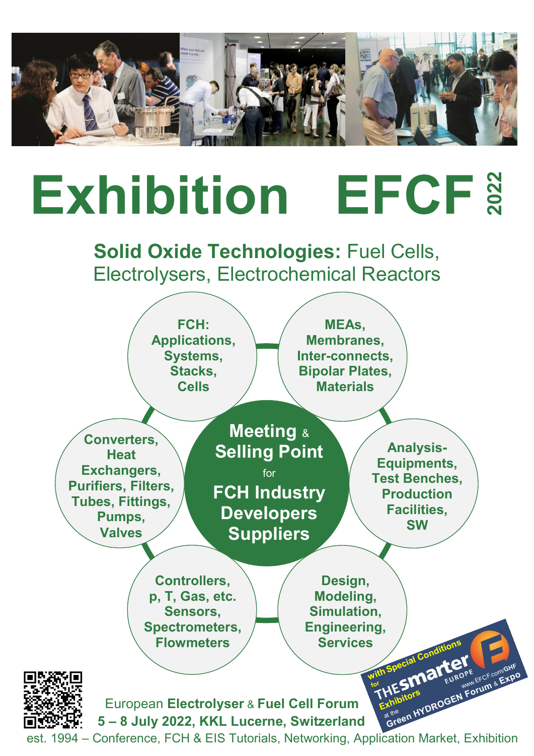# Exhibition EFCF 2022

## **Solid Oxide Technologies:** Fuel Cells, Electrolysers, Electrochemical Reactors

**FCH: Applications, Systems, Stacks, Cells**

**MEAs, Membranes, Inter-connects, Bipolar Plates, Materials**

**Converters, Heat Exchangers, Purifiers, Filters, Tubes, Fittings, Pumps, Valves**

**Meeting** & **Selling Point** for **FCH Industry Developers Suppliers**

**Analysis-Equipments, Test Benches, Production Facilities, SW**

**Controllers, p, T, Gas, etc. Sensors, Spectrometers, Flowmeters**

**Design, Modeling, Simulation, Engineering, Services**

with Special Conditions for Exhibitors at the THE smarter E EUROPE Green HYDROGEN Forum & Expo www.EFCF.com/GHF

European **Electrolyser** & **Fuel Cell Forum**

**5 – 8 July 2022, KKL Lucerne, Switzerland**

est. 1994 – Conference, FCH & EIS Tutorials, Networking, Application Market, Exhibition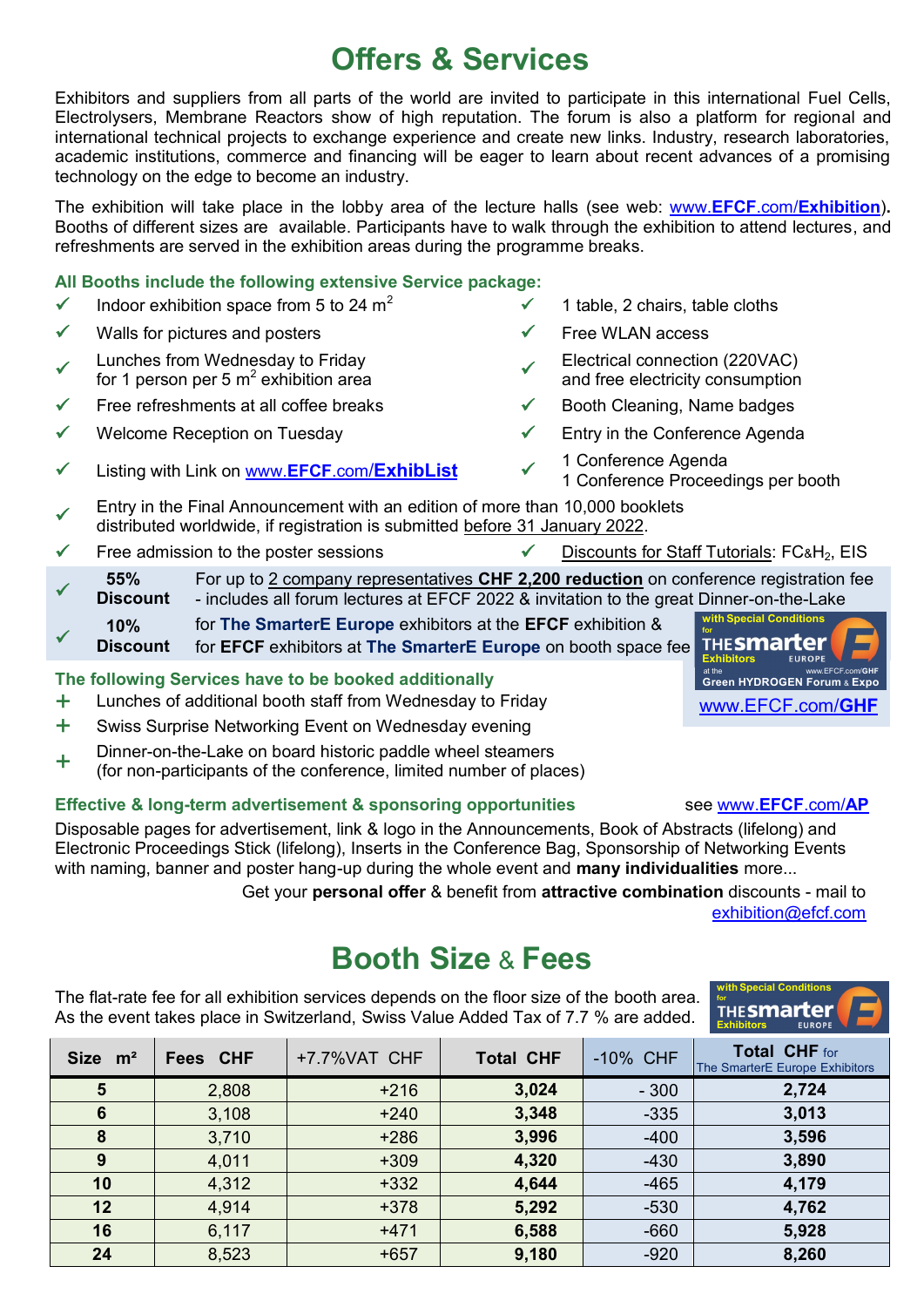# Offers & Services

Exhibitors and suppliers from all parts of the world are invited to participate in this international Fuel Cells, Electrolysers, Membrane Reactors show of high reputation. The forum is also a platform for regional and international technical projects to exchange experience and create new links. Industry, research laboratories, academic institutions, commerce and financing will be eager to learn about recent advances of a promising technology on the edge to become an industry.

The exhibition will take place in the lobby area of the lecture halls (see web: www.EFCF.com/Exhibition). Booths of different sizes are available. Participants have to walk through the exhibition to attend lectures, and refreshments are served in the exhibition areas during the programme breaks.

### All Booths include the following extensive Service package:

- ✓ Indoor exhibition space from 5 to 24 $m^2$
- ✓ Walls for pictures and posters
- ✓ Lunches from Wednesday to Friday for 1 person per 5 $m^2$ exhibition area
- ✓ Free refreshments at all coffee breaks
- ✓ Welcome Reception on Tuesday
- ✓ Listing with Link on www.EFCF.com/ExhibList
- ✓ 1 table, 2 chairs, table cloths
- ✓ Free WLAN access
- ✓ Electrical connection (220VAC) and free electricity consumption
- ✓ Booth Cleaning, Name badges
- ✓ Entry in the Conference Agenda
- ✓ 1 Conference Agenda, 1 Conference Proceedings per booth
- ✓ Entry in the Final Announcement with an edition of more than 10,000 booklets distributed worldwide, if registration is submitted before 31 January 2022.
- ✓ Free admission to the poster sessions
- ✓ Discounts for Staff Tutorials: FC&$H_2$, EIS
- ✓ **55% Discount** For up to 2 company representatives **CHF 2,200 reduction** on conference registration fee - includes all forum lectures at EFCF 2022 & invitation to the great Dinner-on-the-Lake
- ✓ **10% Discount** for **The SmarterE Europe** exhibitors at the **EFCF** exhibition & for **EFCF** exhibitors at **The SmarterE Europe** on booth space fee

with Special Conditions for THE smarter E Europe Exhibitors at the Green HYDROGEN Forum & Expo www.EFCF.com/GHF

### The following Services have to be booked additionally

- \+ Lunches of additional booth staff from Wednesday to Friday
- \+ Swiss Surprise Networking Event on Wednesday evening
- \+ Dinner-on-the-Lake on board historic paddle wheel steamers (for non-participants of the conference, limited number of places)

### Effective & long-term advertisement & sponsoring opportunities

see www.EFCF.com/AP

Disposable pages for advertisement, link & logo in the Announcements, Book of Abstracts (lifelong) and Electronic Proceedings Stick (lifelong), Inserts in the Conference Bag, Sponsorship of Networking Events with naming, banner and poster hang-up during the whole event and **many individualities** more...

Get your **personal offer** & benefit from **attractive combination** discounts - mail to exhibition@efcf.com

# Booth Size & Fees

The flat-rate fee for all exhibition services depends on the floor size of the booth area. As the event takes place in Switzerland, Swiss Value Added Tax of 7.7 % are added.

with Special Conditions for THE smarter E Europe Exhibitors

| Size $m^2$ | Fees CHF | +7.7%VAT CHF | Total CHF | -10% CHF | Total CHF for The SmarterE Europe Exhibitors |
|---|---|---|---|---|---|
| **5** | 2,808 | +216 | **3,024** | - 300 | **2,724** |
| **6** | 3,108 | +240 | **3,348** | -335 | **3,013** |
| **8** | 3,710 | +286 | **3,996** | -400 | **3,596** |
| **9** | 4,011 | +309 | **4,320** | -430 | **3,890** |
| **10** | 4,312 | +332 | **4,644** | -465 | **4,179** |
| **12** | 4,914 | +378 | **5,292** | -530 | **4,762** |
| **16** | 6,117 | +471 | **6,588** | -660 | **5,928** |
| **24** | 8,523 | +657 | **9,180** | -920 | **8,260** |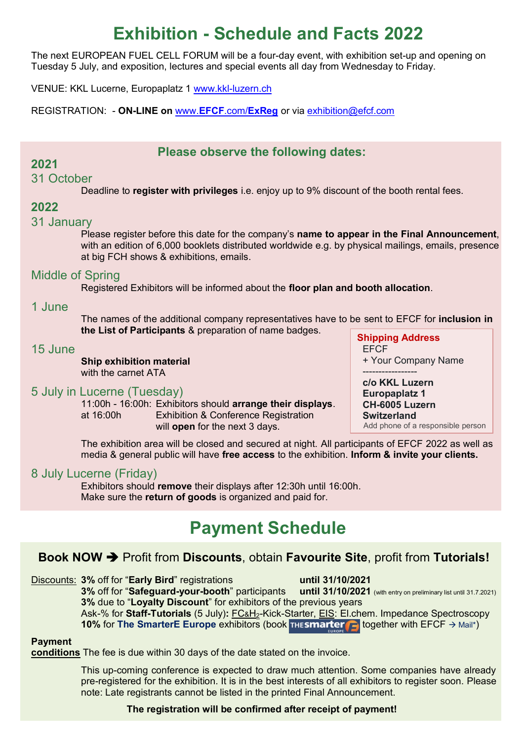# Exhibition - Schedule and Facts 2022

The next EUROPEAN FUEL CELL FORUM will be a four-day event, with exhibition set-up and opening on Tuesday 5 July, and exposition, lectures and special events all day from Wednesday to Friday.

VENUE: KKL Lucerne, Europaplatz 1 www.kkl-luzern.ch

REGISTRATION: - **ON-LINE on** www.**EFCF**.com/**ExReg** or via exhibition@efcf.com

### Please observe the following dates:

## 2021

### 31 October

Deadline to **register with privileges** i.e. enjoy up to 9% discount of the booth rental fees.

## 2022

### 31 January

Please register before this date for the company's **name to appear in the Final Announcement**, with an edition of 6,000 booklets distributed worldwide e.g. by physical mailings, emails, presence at big FCH shows & exhibitions, emails.

### Middle of Spring

Registered Exhibitors will be informed about the **floor plan and booth allocation**.

### 1 June

The names of the additional company representatives have to be sent to EFCF for **inclusion in the List of Participants** & preparation of name badges.

### 15 June

**Ship exhibition material**
with the carnet ATA

**Shipping Address**
EFCF
+ Your Company Name
-----------------
**c/o KKL Luzern**
**Europaplatz 1**
**CH-6005 Luzern**
**Switzerland**
Add phone of a responsible person

### 5 July in Lucerne (Tuesday)

11:00h - 16:00h: Exhibitors should **arrange their displays**.
at 16:00h Exhibition & Conference Registration will **open** for the next 3 days.

The exhibition area will be closed and secured at night. All participants of EFCF 2022 as well as media & general public will have **free access** to the exhibition. **Inform & invite your clients.**

### 8 July Lucerne (Friday)

Exhibitors should **remove** their displays after 12:30h until 16:00h.
Make sure the **return of goods** is organized and paid for.

# Payment Schedule

**Book NOW ➔** Profit from **Discounts**, obtain **Favourite Site**, profit from **Tutorials!**

Discounts:
- **3%** off for "**Early Bird**" registrations **until 31/10/2021**
- **3%** off for "**Safeguard-your-booth**" participants **until 31/10/2021** (with entry on preliminary list until 31.7.2021)
- **3%** due to "**Loyalty Discount**" for exhibitors of the previous years
- Ask-% for **Staff-Tutorials** (5 July)**:** FC&$H_2$-Kick-Starter, EIS: El.chem. Impedance Spectroscopy
- **10%** for **The SmarterE Europe** exhibitors (book THE smarter E EUROPE together with EFCF → Mail*)

**Payment conditions** The fee is due within 30 days of the date stated on the invoice.

This up-coming conference is expected to draw much attention. Some companies have already pre-registered for the exhibition. It is in the best interests of all exhibitors to register soon. Please note: Late registrants cannot be listed in the printed Final Announcement.

**The registration will be confirmed after receipt of payment!**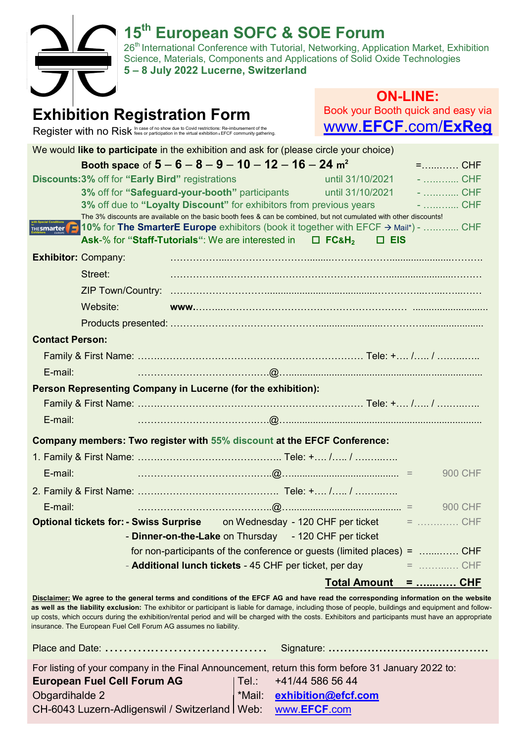# 15th European SOFC & SOE Forum

26th International Conference with Tutorial, Networking, Application Market, Exhibition
Science, Materials, Components and Applications of Solid Oxide Technologies
**5 – 8 July 2022 Lucerne, Switzerland**

## Exhibition Registration Form

Register with no Risk In case of no show due to Covid restrictions: Re-imbursement of the fees or participation in the virtual exhibition & EFCF community gathering.

**ON-LINE:**
Book your Booth quick and easy via
**www.EFCF.com/ExReg**

We would **like to participate** in the exhibition and ask for (please circle your choice)

**Booth space** of **5 – 6 – 8 – 9 – 10 – 12 – 16 – 24 m²** =……..… CHF

**Discounts:** **3%** off for **"Early Bird"** registrations until 31/10/2021 - ……..…. CHF

**3%** off for **"Safeguard-your-booth"** participants until 31/10/2021 - ……..…. CHF

**3%** off due to **"Loyalty Discount"** for exhibitors from previous years - ……..…. CHF

The 3% discounts are available on the basic booth fees & can be combined, but not cumulated with other discounts!

**10%** for **The SmarterE Europe** exhibitors (book it together with EFCF → Mail*) - ……..…. CHF

**Ask**-% for **"Staff-Tutorials"**: We are interested in ☐ **FC&H₂** ☐ **EIS**

**Exhibitor:** Company: ……………………………………………………………………

Street: ……………………………………………………………………

ZIP Town/Country: ……………………………………………………………………

Website: **www.**……………………………………………………………………

Products presented: ……………………………………………………………………

**Contact Person:**

Family & First Name: …………………………………… Tele: +…. /….. / ………..

E-mail: ……………………………@………………………………

**Person Representing Company in Lucerne (for the exhibition):**

Family & First Name: …………………………………… Tele: +…. /….. / ………..

E-mail: ……………………………@………………………………

**Company members: Two register with 55% discount at the EFCF Conference:**

1. Family & First Name: …………………………… Tele: +…. /….. / ………..

E-mail: ……………………………@…………………… = 900 CHF

2. Family & First Name: …………………………… Tele: +…. /….. / ………..

E-mail: ……………………………@…………………… = 900 CHF

**Optional tickets for:** - **Swiss Surprise** on Wednesday - 120 CHF per ticket = ……….. CHF

- **Dinner-on-the-Lake** on Thursday - 120 CHF per ticket

for non-participants of the conference or guests (limited places) = ……….. CHF

- **Additional lunch tickets** - 45 CHF per ticket, per day = ……….. CHF

**Total Amount = ……….. CHF**

**Disclaimer: We agree to the general terms and conditions of the EFCF AG and have read the corresponding information on the website as well as the liability exclusion:** The exhibitor or participant is liable for damage, including those of people, buildings and equipment and follow-up costs, which occurs during the exhibition/rental period and will be charged with the costs. Exhibitors and participants must have an appropriate insurance. The European Fuel Cell Forum AG assumes no liability.

Place and Date: ……………………………… Signature: ………………………………

For listing of your company in the Final Announcement, return this form before 31 January 2022 to:

**European Fuel Cell Forum AG**
Obgardihalde 2
CH-6043 Luzern-Adligenswil / Switzerland

Tel.: +41/44 586 56 44
*Mail: **exhibition@efcf.com**
Web: www.**EFCF**.com